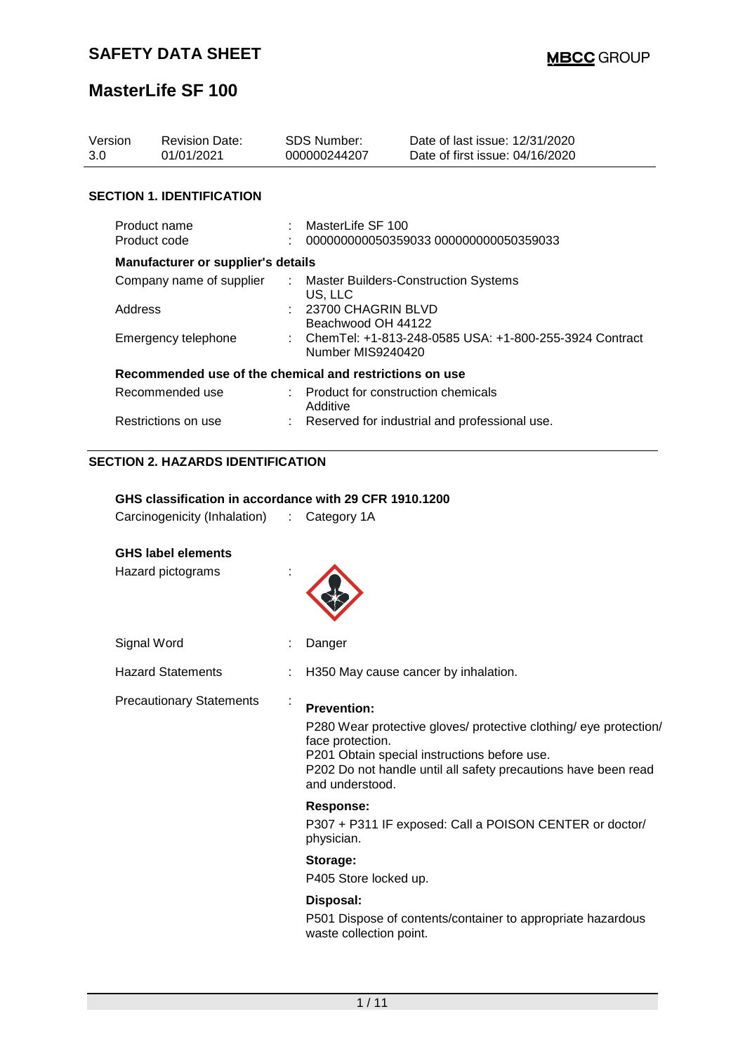# SAFETY DATA SHEET

**MBCC GROUP**

# MasterLife SF 100

| Version | Revision Date: | SDS Number: | Date of last issue: 12/31/2020 |
|---|---|---|---|
| 3.0 | 01/01/2021 | 000000244207 | Date of first issue: 04/16/2020 |

## SECTION 1. IDENTIFICATION

Product name : MasterLife SF 100
Product code : 000000000050359033 000000000050359033

**Manufacturer or supplier's details**

Company name of supplier : Master Builders-Construction Systems US, LLC
Address : 23700 CHAGRIN BLVD Beachwood OH 44122
Emergency telephone : ChemTel: +1-813-248-0585 USA: +1-800-255-3924 Contract Number MIS9240420

**Recommended use of the chemical and restrictions on use**

Recommended use : Product for construction chemicals
Additive
Restrictions on use : Reserved for industrial and professional use.

## SECTION 2. HAZARDS IDENTIFICATION

**GHS classification in accordance with 29 CFR 1910.1200**

Carcinogenicity (Inhalation) : Category 1A

**GHS label elements**

Hazard pictograms :

Signal Word : Danger

Hazard Statements : H350 May cause cancer by inhalation.

Precautionary Statements :

**Prevention:**

P280 Wear protective gloves/ protective clothing/ eye protection/ face protection.
P201 Obtain special instructions before use.
P202 Do not handle until all safety precautions have been read and understood.

**Response:**

P307 + P311 IF exposed: Call a POISON CENTER or doctor/ physician.

**Storage:**

P405 Store locked up.

**Disposal:**

P501 Dispose of contents/container to appropriate hazardous waste collection point.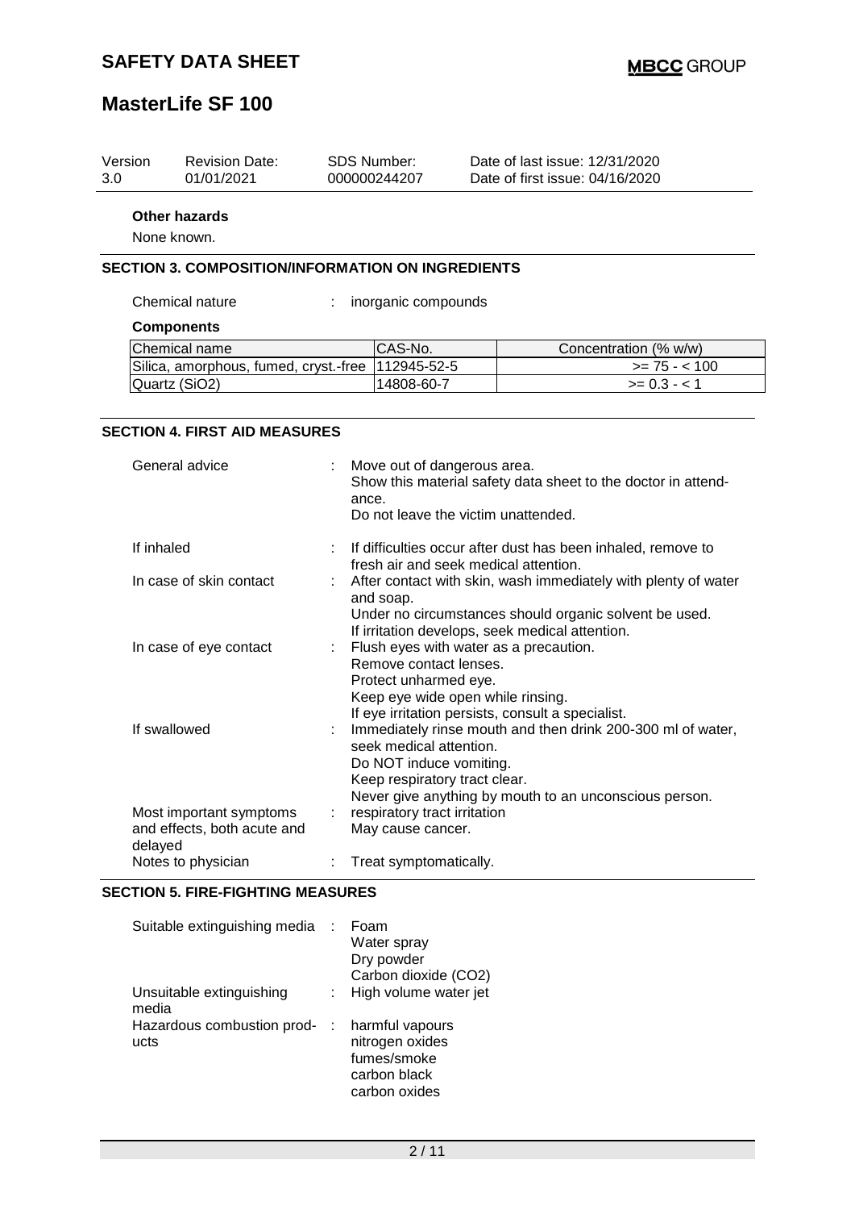| Version | Revision Date: | SDS Number: | Date of last issue: 12/31/2020 |
|---|---|---|---|
| 3.0 | 01/01/2021 | 000000244207 | Date of first issue: 04/16/2020 |

**Other hazards**

None known.

## SECTION 3. COMPOSITION/INFORMATION ON INGREDIENTS

Chemical nature : inorganic compounds

**Components**

| Chemical name | CAS-No. | Concentration (% w/w) |
|---|---|---|
| Silica, amorphous, fumed, cryst.-free | 112945-52-5 | >= 75 - < 100 |
| Quartz ($SiO_2$) | 14808-60-7 | >= 0.3 - < 1 |

## SECTION 4. FIRST AID MEASURES

General advice : Move out of dangerous area.
Show this material safety data sheet to the doctor in attendance.
Do not leave the victim unattended.

If inhaled : If difficulties occur after dust has been inhaled, remove to fresh air and seek medical attention.

In case of skin contact : After contact with skin, wash immediately with plenty of water and soap.
Under no circumstances should organic solvent be used.
If irritation develops, seek medical attention.

In case of eye contact : Flush eyes with water as a precaution.
Remove contact lenses.
Protect unharmed eye.
Keep eye wide open while rinsing.
If eye irritation persists, consult a specialist.

If swallowed : Immediately rinse mouth and then drink 200-300 ml of water, seek medical attention.
Do NOT induce vomiting.
Keep respiratory tract clear.
Never give anything by mouth to an unconscious person.

Most important symptoms and effects, both acute and delayed : respiratory tract irritation
May cause cancer.

Notes to physician : Treat symptomatically.

## SECTION 5. FIRE-FIGHTING MEASURES

Suitable extinguishing media : Foam
Water spray
Dry powder
Carbon dioxide ($CO_2$)

Unsuitable extinguishing media : High volume water jet

Hazardous combustion products : harmful vapours
nitrogen oxides
fumes/smoke
carbon black
carbon oxides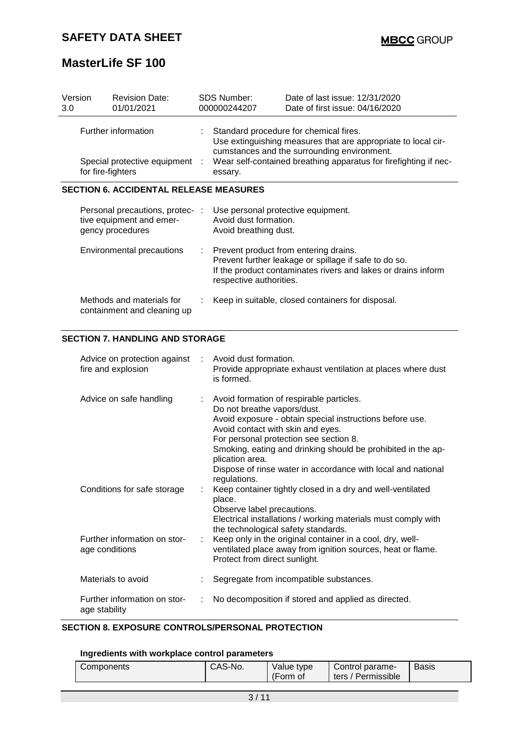| Version 3.0 | Revision Date: 01/01/2021 | SDS Number: 000000244207 | Date of last issue: 12/31/2020 Date of first issue: 04/16/2020 |
|---|---|---|---|

Further information : Standard procedure for chemical fires.
Use extinguishing measures that are appropriate to local circumstances and the surrounding environment.

Special protective equipment for fire-fighters : Wear self-contained breathing apparatus for firefighting if necessary.

## SECTION 6. ACCIDENTAL RELEASE MEASURES

Personal precautions, protective equipment and emergency procedures : Use personal protective equipment.
Avoid dust formation.
Avoid breathing dust.

Environmental precautions : Prevent product from entering drains.
Prevent further leakage or spillage if safe to do so.
If the product contaminates rivers and lakes or drains inform respective authorities.

Methods and materials for containment and cleaning up : Keep in suitable, closed containers for disposal.

## SECTION 7. HANDLING AND STORAGE

Advice on protection against fire and explosion : Avoid dust formation.
Provide appropriate exhaust ventilation at places where dust is formed.

Advice on safe handling : Avoid formation of respirable particles.
Do not breathe vapors/dust.
Avoid exposure - obtain special instructions before use.
Avoid contact with skin and eyes.
For personal protection see section 8.
Smoking, eating and drinking should be prohibited in the application area.
Dispose of rinse water in accordance with local and national regulations.

Conditions for safe storage : Keep container tightly closed in a dry and well-ventilated place.
Observe label precautions.
Electrical installations / working materials must comply with the technological safety standards.

Further information on storage conditions : Keep only in the original container in a cool, dry, well-ventilated place away from ignition sources, heat or flame.
Protect from direct sunlight.

Materials to avoid : Segregate from incompatible substances.

Further information on storage stability : No decomposition if stored and applied as directed.

## SECTION 8. EXPOSURE CONTROLS/PERSONAL PROTECTION

### Ingredients with workplace control parameters

| Components | CAS-No. | Value type (Form of | Control parameters / Permissible | Basis |
|---|---|---|---|---|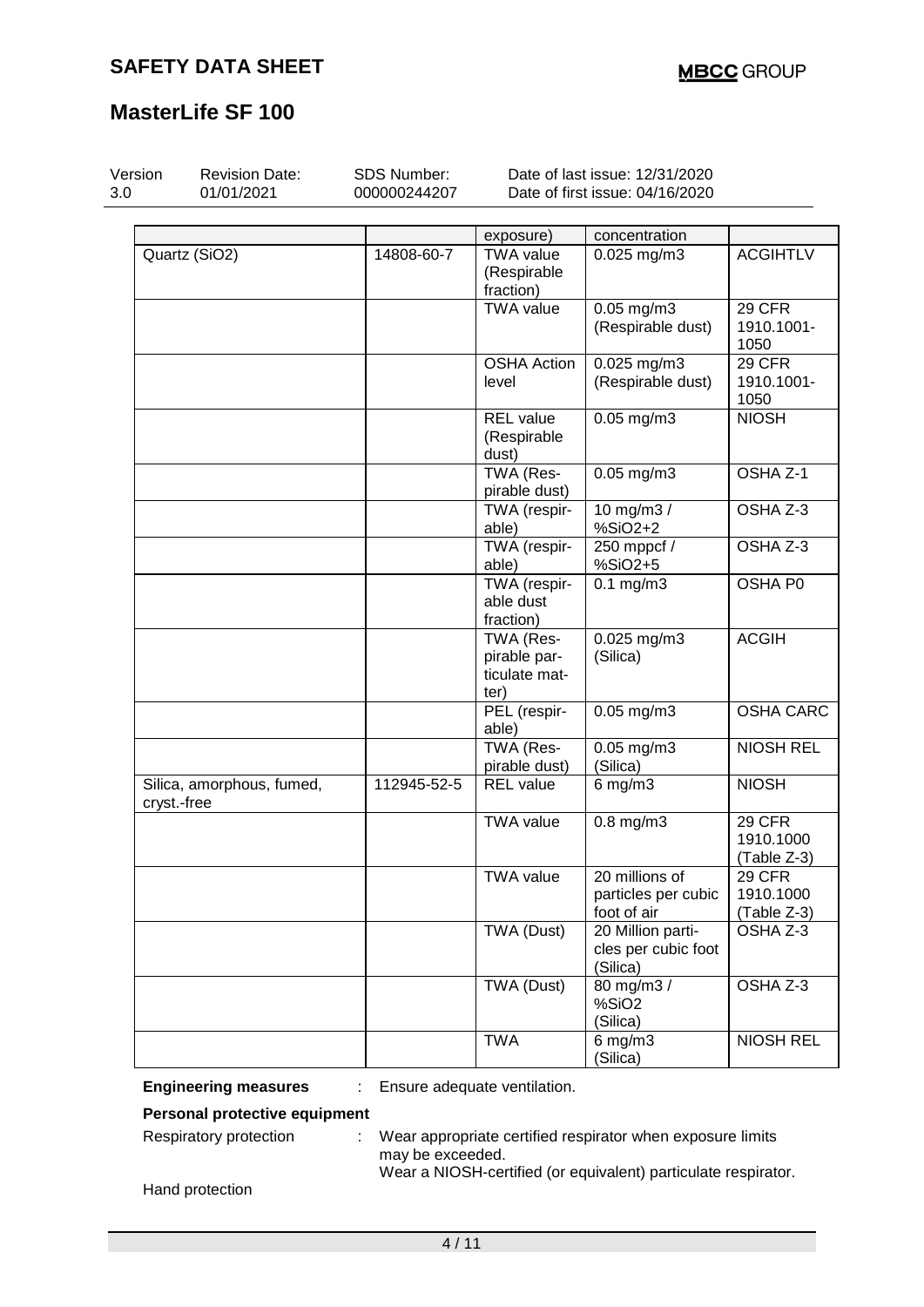| | | exposure) | concentration | |
|---|---|---|---|---|
| Quartz ($SiO_2$) | 14808-60-7 | TWA value (Respirable fraction) | 0.025 mg/m3 | ACGIHTLV |
| | | TWA value | 0.05 mg/m3 (Respirable dust) | 29 CFR 1910.1001-1050 |
| | | OSHA Action level | 0.025 mg/m3 (Respirable dust) | 29 CFR 1910.1001-1050 |
| | | REL value (Respirable dust) | 0.05 mg/m3 | NIOSH |
| | | TWA (Respirable dust) | 0.05 mg/m3 | OSHA Z-1 |
| | | TWA (respirable) | 10 mg/m3 / $\%SiO_2$+2 | OSHA Z-3 |
| | | TWA (respirable) | 250 mppcf / $\%SiO_2$+5 | OSHA Z-3 |
| | | TWA (respirable dust fraction) | 0.1 mg/m3 | OSHA P0 |
| | | TWA (Respirable particulate matter) | 0.025 mg/m3 (Silica) | ACGIH |
| | | PEL (respirable) | 0.05 mg/m3 | OSHA CARC |
| | | TWA (Respirable dust) | 0.05 mg/m3 (Silica) | NIOSH REL |
| Silica, amorphous, fumed, cryst.-free | 112945-52-5 | REL value | 6 mg/m3 | NIOSH |
| | | TWA value | 0.8 mg/m3 | 29 CFR 1910.1000 (Table Z-3) |
| | | TWA value | 20 millions of particles per cubic foot of air | 29 CFR 1910.1000 (Table Z-3) |
| | | TWA (Dust) | 20 Million particles per cubic foot (Silica) | OSHA Z-3 |
| | | TWA (Dust) | 80 mg/m3 / $\%SiO_2$ (Silica) | OSHA Z-3 |
| | | TWA | 6 mg/m3 (Silica) | NIOSH REL |

**Engineering measures** : Ensure adequate ventilation.

**Personal protective equipment**

Respiratory protection : Wear appropriate certified respirator when exposure limits may be exceeded.
Wear a NIOSH-certified (or equivalent) particulate respirator.

Hand protection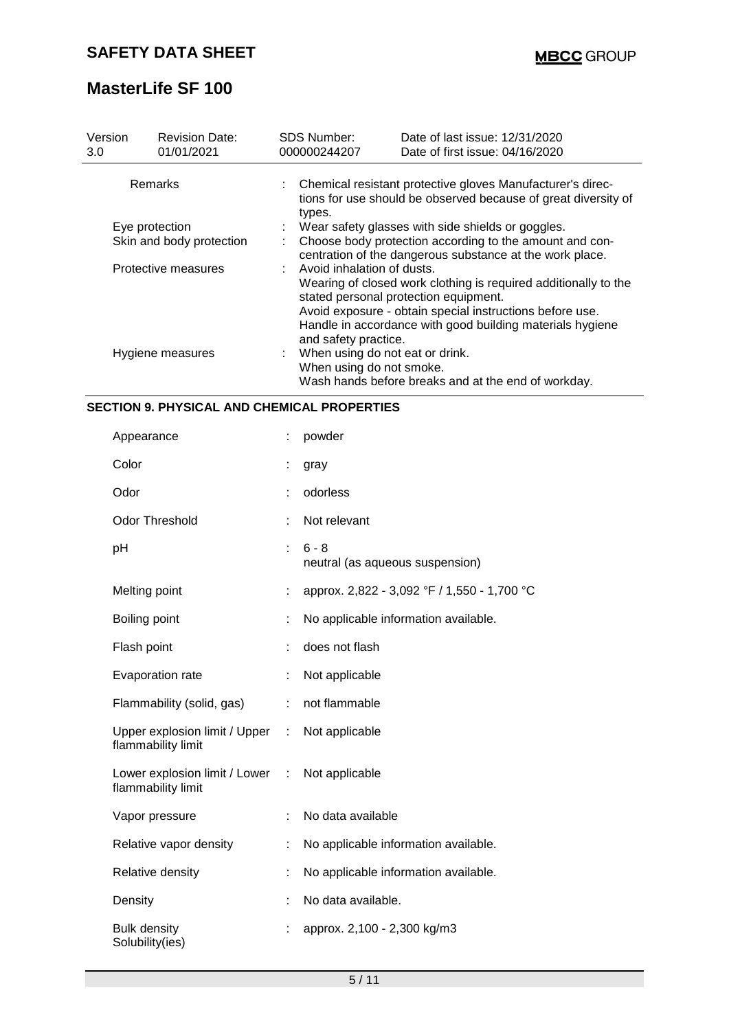| Remarks | : | Chemical resistant protective gloves Manufacturer's directions for use should be observed because of great diversity of types. |
|---|---|---|
| Eye protection | : | Wear safety glasses with side shields or goggles. |
| Skin and body protection | : | Choose body protection according to the amount and concentration of the dangerous substance at the work place. |
| Protective measures | : | Avoid inhalation of dusts.<br>Wearing of closed work clothing is required additionally to the stated personal protection equipment.<br>Avoid exposure - obtain special instructions before use.<br>Handle in accordance with good building materials hygiene and safety practice. |
| Hygiene measures | : | When using do not eat or drink.<br>When using do not smoke.<br>Wash hands before breaks and at the end of workday. |

## SECTION 9. PHYSICAL AND CHEMICAL PROPERTIES

| Property | | Value |
|---|---|---|
| Appearance | : | powder |
| Color | : | gray |
| Odor | : | odorless |
| Odor Threshold | : | Not relevant |
| pH | : | 6 - 8<br>neutral (as aqueous suspension) |
| Melting point | : | approx. 2,822 - 3,092 °F / 1,550 - 1,700 °C |
| Boiling point | : | No applicable information available. |
| Flash point | : | does not flash |
| Evaporation rate | : | Not applicable |
| Flammability (solid, gas) | : | not flammable |
| Upper explosion limit / Upper flammability limit | : | Not applicable |
| Lower explosion limit / Lower flammability limit | : | Not applicable |
| Vapor pressure | : | No data available |
| Relative vapor density | : | No applicable information available. |
| Relative density | : | No applicable information available. |
| Density | : | No data available. |
| Bulk density | : | approx. 2,100 - 2,300 kg/m3 |
| Solubility(ies) | | |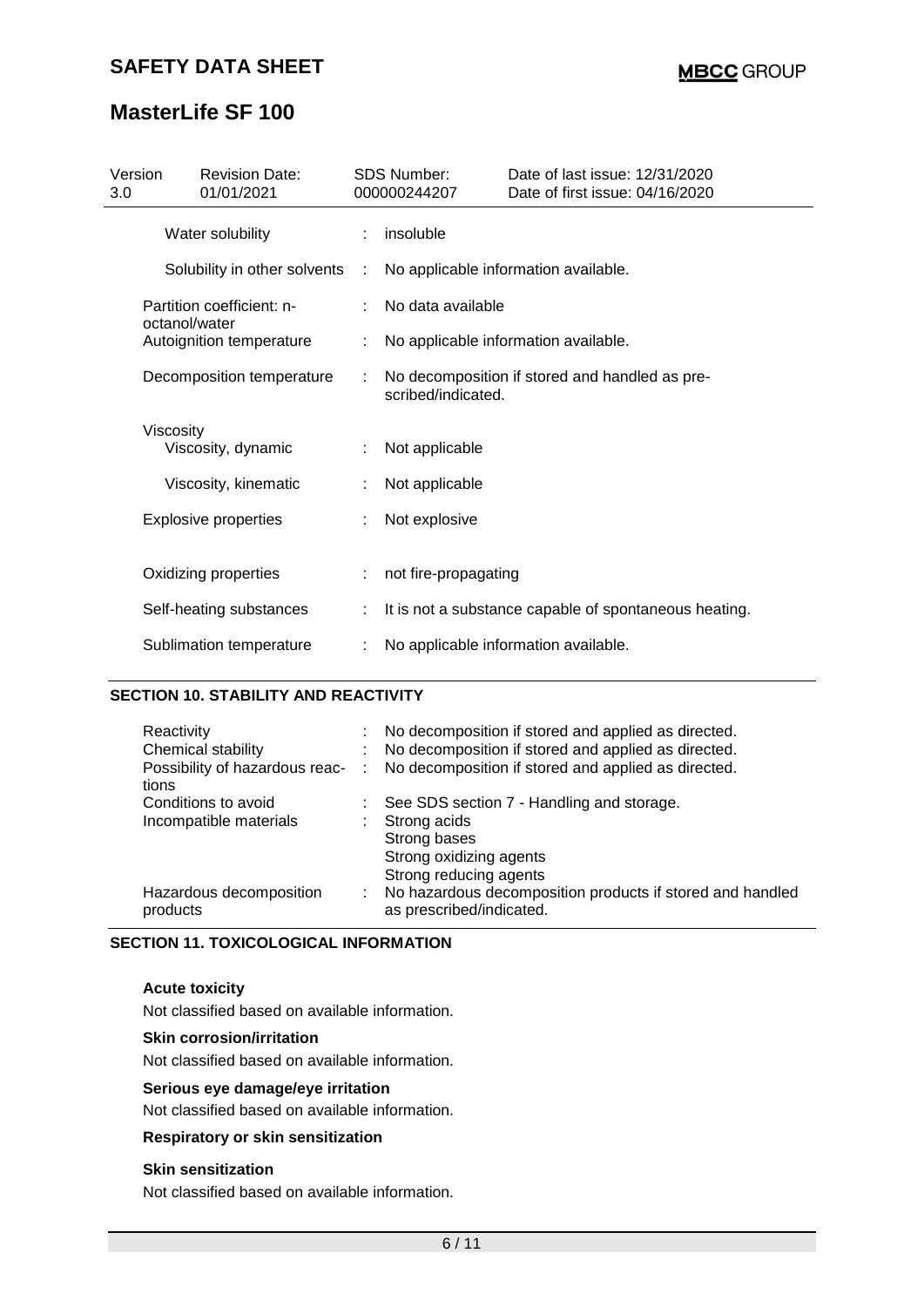| | | |
|---|---|---|
| Water solubility | : | insoluble |
| Solubility in other solvents | : | No applicable information available. |
| Partition coefficient: n-octanol/water | : | No data available |
| Autoignition temperature | : | No applicable information available. |
| Decomposition temperature | : | No decomposition if stored and handled as prescribed/indicated. |
| Viscosity | | |
| Viscosity, dynamic | : | Not applicable |
| Viscosity, kinematic | : | Not applicable |
| Explosive properties | : | Not explosive |
| Oxidizing properties | : | not fire-propagating |
| Self-heating substances | : | It is not a substance capable of spontaneous heating. |
| Sublimation temperature | : | No applicable information available. |

## SECTION 10. STABILITY AND REACTIVITY

| | | |
|---|---|---|
| Reactivity | : | No decomposition if stored and applied as directed. |
| Chemical stability | : | No decomposition if stored and applied as directed. |
| Possibility of hazardous reactions | : | No decomposition if stored and applied as directed. |
| Conditions to avoid | : | See SDS section 7 - Handling and storage. |
| Incompatible materials | : | Strong acids<br>Strong bases<br>Strong oxidizing agents<br>Strong reducing agents |
| Hazardous decomposition products | : | No hazardous decomposition products if stored and handled as prescribed/indicated. |

## SECTION 11. TOXICOLOGICAL INFORMATION

**Acute toxicity**

Not classified based on available information.

**Skin corrosion/irritation**

Not classified based on available information.

**Serious eye damage/eye irritation**

Not classified based on available information.

**Respiratory or skin sensitization**

**Skin sensitization**

Not classified based on available information.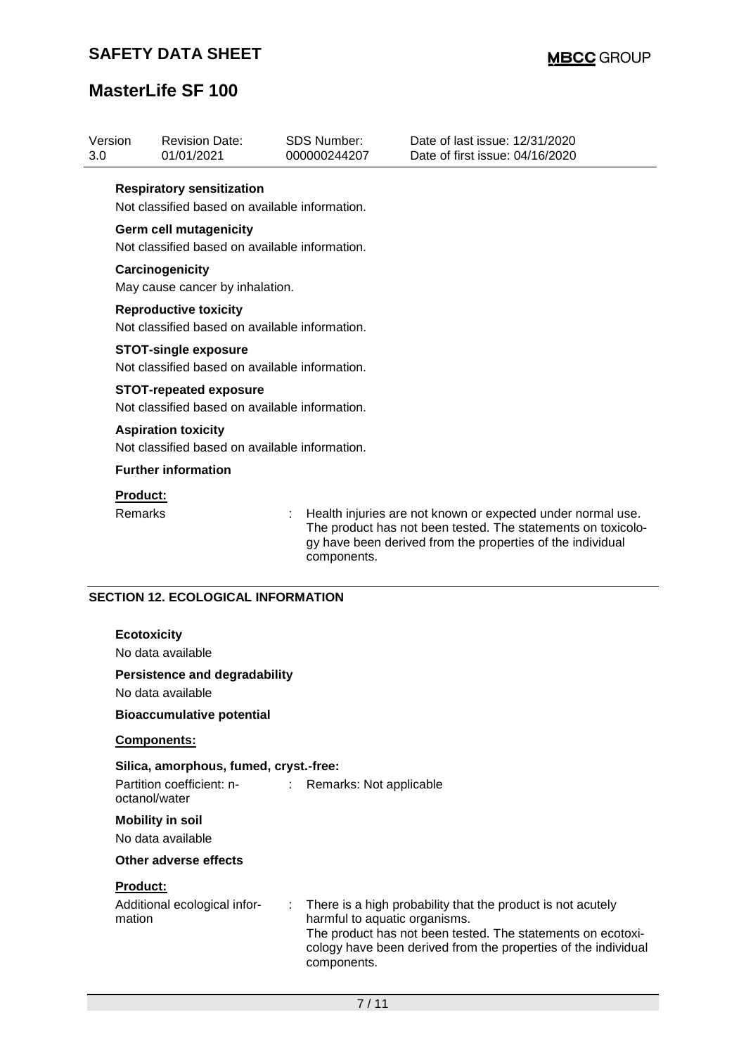**Respiratory sensitization**

Not classified based on available information.

**Germ cell mutagenicity**

Not classified based on available information.

**Carcinogenicity**

May cause cancer by inhalation.

**Reproductive toxicity**

Not classified based on available information.

**STOT-single exposure**

Not classified based on available information.

**STOT-repeated exposure**

Not classified based on available information.

**Aspiration toxicity**

Not classified based on available information.

**Further information**

**Product:**

Remarks : Health injuries are not known or expected under normal use. The product has not been tested. The statements on toxicology have been derived from the properties of the individual components.

## SECTION 12. ECOLOGICAL INFORMATION

**Ecotoxicity**

No data available

**Persistence and degradability**

No data available

**Bioaccumulative potential**

**Components:**

**Silica, amorphous, fumed, cryst.-free:**

Partition coefficient: n-octanol/water : Remarks: Not applicable

**Mobility in soil**

No data available

**Other adverse effects**

**Product:**

Additional ecological information : There is a high probability that the product is not acutely harmful to aquatic organisms.
The product has not been tested. The statements on ecotoxicology have been derived from the properties of the individual components.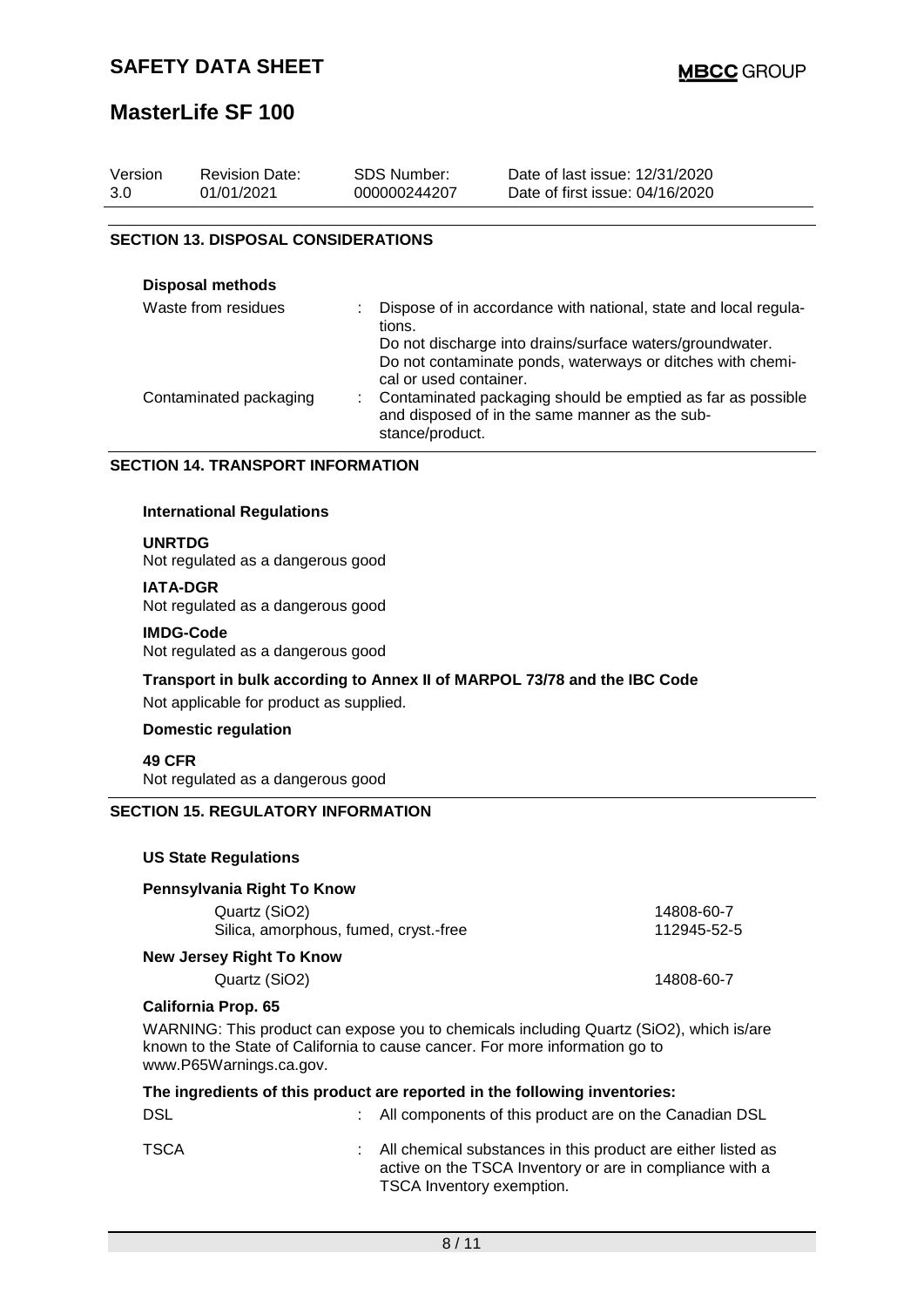| Version | Revision Date: | SDS Number: | Date of last issue: 12/31/2020 |
| --- | --- | --- | --- |
| 3.0 | 01/01/2021 | 000000244207 | Date of first issue: 04/16/2020 |

## SECTION 13. DISPOSAL CONSIDERATIONS

**Disposal methods**

| | | |
| --- | --- | --- |
| Waste from residues | : | Dispose of in accordance with national, state and local regulations.<br>Do not discharge into drains/surface waters/groundwater.<br>Do not contaminate ponds, waterways or ditches with chemical or used container. |
| Contaminated packaging | : | Contaminated packaging should be emptied as far as possible and disposed of in the same manner as the substance/product. |

## SECTION 14. TRANSPORT INFORMATION

**International Regulations**

**UNRTDG**
Not regulated as a dangerous good

**IATA-DGR**
Not regulated as a dangerous good

**IMDG-Code**
Not regulated as a dangerous good

**Transport in bulk according to Annex II of MARPOL 73/78 and the IBC Code**
Not applicable for product as supplied.

**Domestic regulation**

**49 CFR**
Not regulated as a dangerous good

## SECTION 15. REGULATORY INFORMATION

**US State Regulations**

**Pennsylvania Right To Know**

| | |
| --- | --- |
| Quartz ($SiO_2$) | 14808-60-7 |
| Silica, amorphous, fumed, cryst.-free | 112945-52-5 |

**New Jersey Right To Know**

| | |
| --- | --- |
| Quartz ($SiO_2$) | 14808-60-7 |

**California Prop. 65**

WARNING: This product can expose you to chemicals including Quartz ($SiO_2$), which is/are known to the State of California to cause cancer. For more information go to www.P65Warnings.ca.gov.

**The ingredients of this product are reported in the following inventories:**

| | | |
| --- | --- | --- |
| DSL | : | All components of this product are on the Canadian DSL |
| TSCA | : | All chemical substances in this product are either listed as active on the TSCA Inventory or are in compliance with a TSCA Inventory exemption. |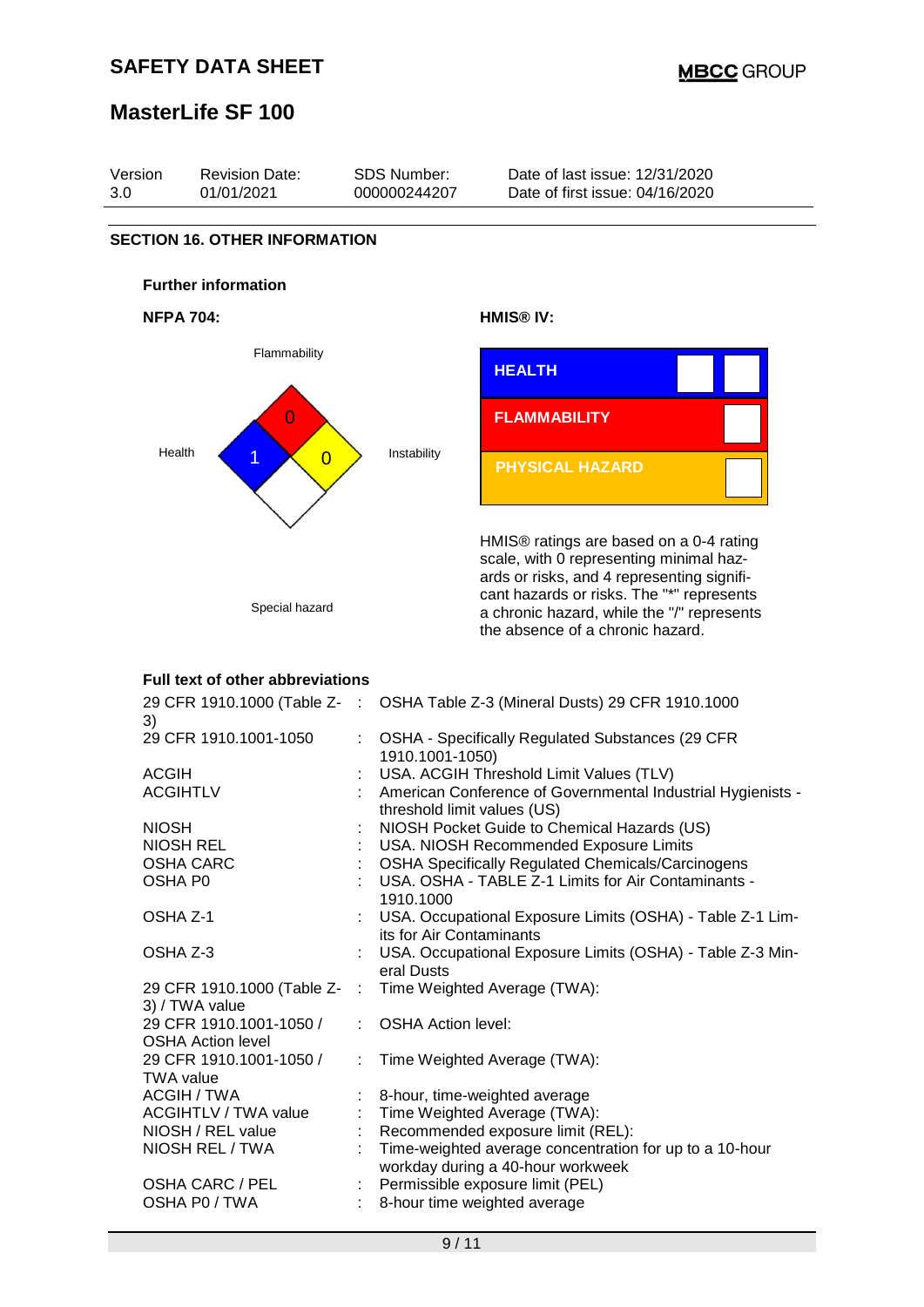## SAFETY DATA SHEET

# MasterLife SF 100

| Version | Revision Date: | SDS Number: | Date of last issue: 12/31/2020 |
|---|---|---|---|
| 3.0 | 01/01/2021 | 000000244207 | Date of first issue: 04/16/2020 |

## SECTION 16. OTHER INFORMATION

### Further information

**NFPA 704:**

Flammability: 0
Health: 1
Instability: 0
Special hazard

**HMIS® IV:**

| | |
|---|---|
| HEALTH | |
| FLAMMABILITY | |
| PHYSICAL HAZARD | |

HMIS® ratings are based on a 0-4 rating scale, with 0 representing minimal hazards or risks, and 4 representing significant hazards or risks. The "*" represents a chronic hazard, while the "/" represents the absence of a chronic hazard.

### Full text of other abbreviations

| | | |
|---|---|---|
| 29 CFR 1910.1000 (Table Z-3) | : | OSHA Table Z-3 (Mineral Dusts) 29 CFR 1910.1000 |
| 29 CFR 1910.1001-1050 | : | OSHA - Specifically Regulated Substances (29 CFR 1910.1001-1050) |
| ACGIH | : | USA. ACGIH Threshold Limit Values (TLV) |
| ACGIHTLV | : | American Conference of Governmental Industrial Hygienists - threshold limit values (US) |
| NIOSH | : | NIOSH Pocket Guide to Chemical Hazards (US) |
| NIOSH REL | : | USA. NIOSH Recommended Exposure Limits |
| OSHA CARC | : | OSHA Specifically Regulated Chemicals/Carcinogens |
| OSHA P0 | : | USA. OSHA - TABLE Z-1 Limits for Air Contaminants - 1910.1000 |
| OSHA Z-1 | : | USA. Occupational Exposure Limits (OSHA) - Table Z-1 Limits for Air Contaminants |
| OSHA Z-3 | : | USA. Occupational Exposure Limits (OSHA) - Table Z-3 Mineral Dusts |
| 29 CFR 1910.1000 (Table Z-3) / TWA value | : | Time Weighted Average (TWA): |
| 29 CFR 1910.1001-1050 / OSHA Action level | : | OSHA Action level: |
| 29 CFR 1910.1001-1050 / TWA value | : | Time Weighted Average (TWA): |
| ACGIH / TWA | : | 8-hour, time-weighted average |
| ACGIHTLV / TWA value | : | Time Weighted Average (TWA): |
| NIOSH / REL value | : | Recommended exposure limit (REL): |
| NIOSH REL / TWA | : | Time-weighted average concentration for up to a 10-hour workday during a 40-hour workweek |
| OSHA CARC / PEL | : | Permissible exposure limit (PEL) |
| OSHA P0 / TWA | : | 8-hour time weighted average |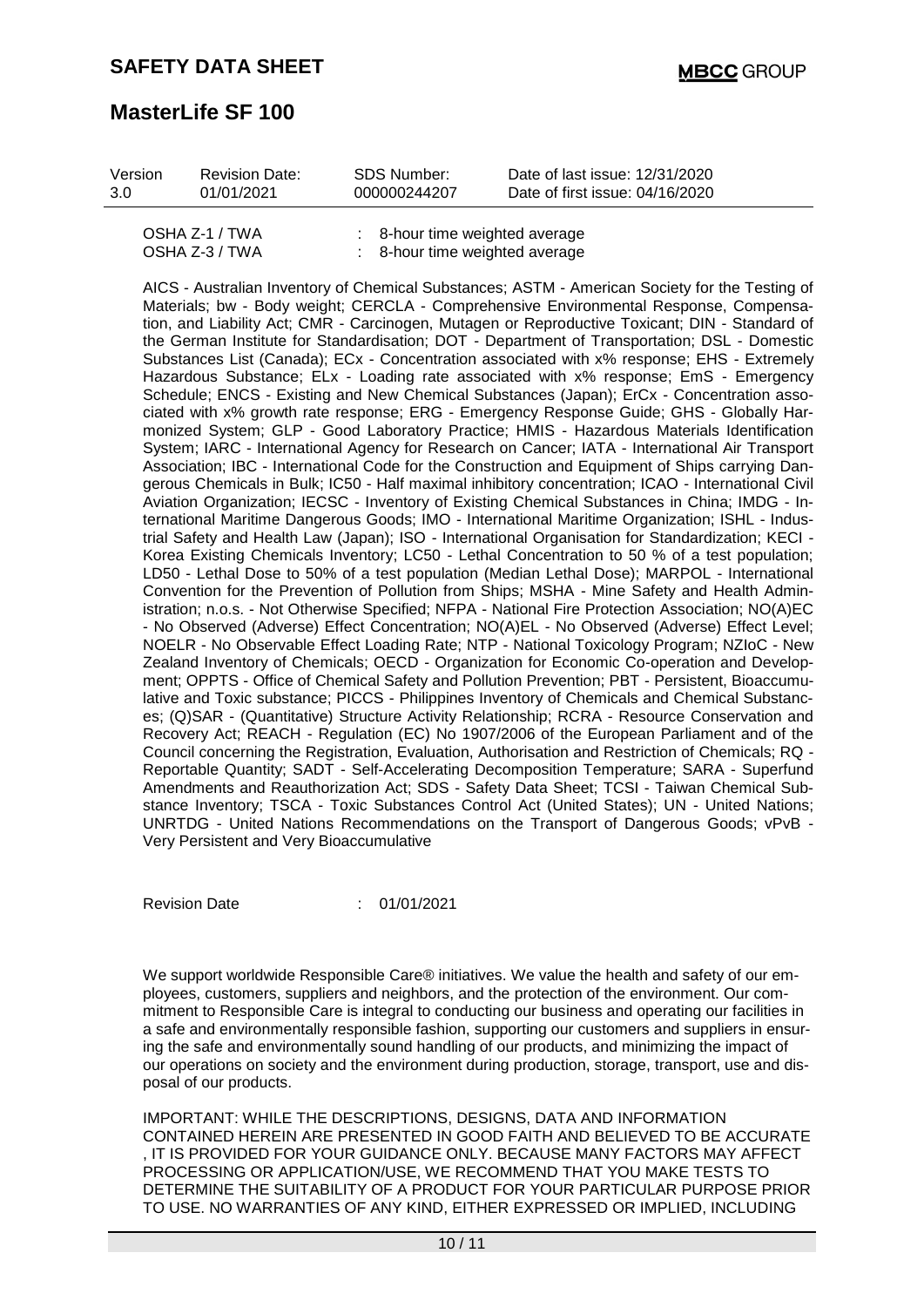| | | |
|---|---|---|
| OSHA Z-1 / TWA | : | 8-hour time weighted average |
| OSHA Z-3 / TWA | : | 8-hour time weighted average |

AICS - Australian Inventory of Chemical Substances; ASTM - American Society for the Testing of Materials; bw - Body weight; CERCLA - Comprehensive Environmental Response, Compensation, and Liability Act; CMR - Carcinogen, Mutagen or Reproductive Toxicant; DIN - Standard of the German Institute for Standardisation; DOT - Department of Transportation; DSL - Domestic Substances List (Canada); ECx - Concentration associated with x% response; EHS - Extremely Hazardous Substance; ELx - Loading rate associated with x% response; EmS - Emergency Schedule; ENCS - Existing and New Chemical Substances (Japan); ErCx - Concentration associated with x% growth rate response; ERG - Emergency Response Guide; GHS - Globally Harmonized System; GLP - Good Laboratory Practice; HMIS - Hazardous Materials Identification System; IARC - International Agency for Research on Cancer; IATA - International Air Transport Association; IBC - International Code for the Construction and Equipment of Ships carrying Dangerous Chemicals in Bulk; IC50 - Half maximal inhibitory concentration; ICAO - International Civil Aviation Organization; IECSC - Inventory of Existing Chemical Substances in China; IMDG - International Maritime Dangerous Goods; IMO - International Maritime Organization; ISHL - Industrial Safety and Health Law (Japan); ISO - International Organisation for Standardization; KECI - Korea Existing Chemicals Inventory; LC50 - Lethal Concentration to 50 % of a test population; LD50 - Lethal Dose to 50% of a test population (Median Lethal Dose); MARPOL - International Convention for the Prevention of Pollution from Ships; MSHA - Mine Safety and Health Administration; n.o.s. - Not Otherwise Specified; NFPA - National Fire Protection Association; NO(A)EC - No Observed (Adverse) Effect Concentration; NO(A)EL - No Observed (Adverse) Effect Level; NOELR - No Observable Effect Loading Rate; NTP - National Toxicology Program; NZIoC - New Zealand Inventory of Chemicals; OECD - Organization for Economic Co-operation and Development; OPPTS - Office of Chemical Safety and Pollution Prevention; PBT - Persistent, Bioaccumulative and Toxic substance; PICCS - Philippines Inventory of Chemicals and Chemical Substances; (Q)SAR - (Quantitative) Structure Activity Relationship; RCRA - Resource Conservation and Recovery Act; REACH - Regulation (EC) No 1907/2006 of the European Parliament and of the Council concerning the Registration, Evaluation, Authorisation and Restriction of Chemicals; RQ - Reportable Quantity; SADT - Self-Accelerating Decomposition Temperature; SARA - Superfund Amendments and Reauthorization Act; SDS - Safety Data Sheet; TCSI - Taiwan Chemical Substance Inventory; TSCA - Toxic Substances Control Act (United States); UN - United Nations; UNRTDG - United Nations Recommendations on the Transport of Dangerous Goods; vPvB - Very Persistent and Very Bioaccumulative

Revision Date : 01/01/2021

We support worldwide Responsible Care® initiatives. We value the health and safety of our employees, customers, suppliers and neighbors, and the protection of the environment. Our commitment to Responsible Care is integral to conducting our business and operating our facilities in a safe and environmentally responsible fashion, supporting our customers and suppliers in ensuring the safe and environmentally sound handling of our products, and minimizing the impact of our operations on society and the environment during production, storage, transport, use and disposal of our products.

IMPORTANT: WHILE THE DESCRIPTIONS, DESIGNS, DATA AND INFORMATION CONTAINED HEREIN ARE PRESENTED IN GOOD FAITH AND BELIEVED TO BE ACCURATE , IT IS PROVIDED FOR YOUR GUIDANCE ONLY. BECAUSE MANY FACTORS MAY AFFECT PROCESSING OR APPLICATION/USE, WE RECOMMEND THAT YOU MAKE TESTS TO DETERMINE THE SUITABILITY OF A PRODUCT FOR YOUR PARTICULAR PURPOSE PRIOR TO USE. NO WARRANTIES OF ANY KIND, EITHER EXPRESSED OR IMPLIED, INCLUDING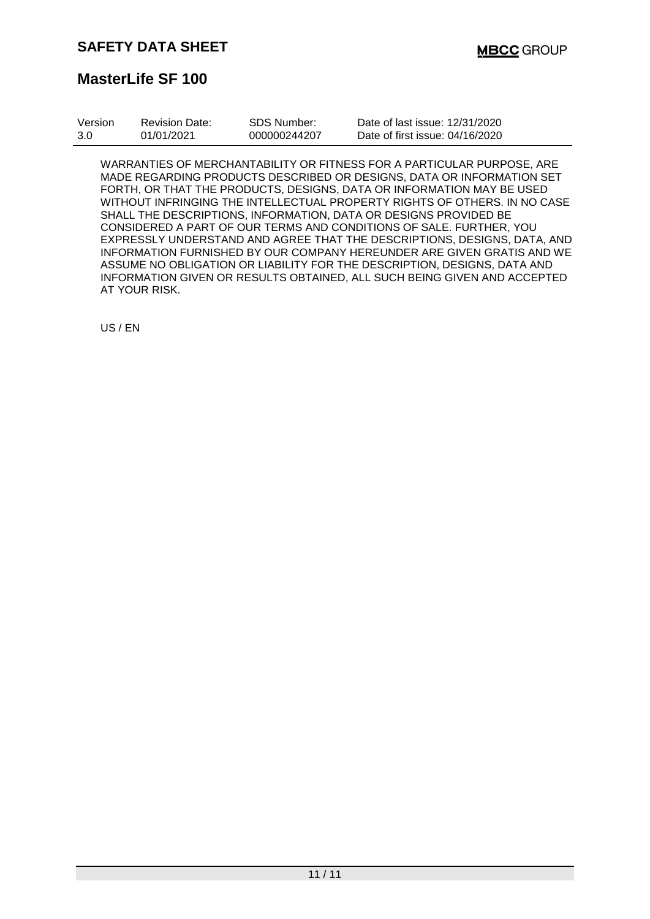WARRANTIES OF MERCHANTABILITY OR FITNESS FOR A PARTICULAR PURPOSE, ARE MADE REGARDING PRODUCTS DESCRIBED OR DESIGNS, DATA OR INFORMATION SET FORTH, OR THAT THE PRODUCTS, DESIGNS, DATA OR INFORMATION MAY BE USED WITHOUT INFRINGING THE INTELLECTUAL PROPERTY RIGHTS OF OTHERS. IN NO CASE SHALL THE DESCRIPTIONS, INFORMATION, DATA OR DESIGNS PROVIDED BE CONSIDERED A PART OF OUR TERMS AND CONDITIONS OF SALE. FURTHER, YOU EXPRESSLY UNDERSTAND AND AGREE THAT THE DESCRIPTIONS, DESIGNS, DATA, AND INFORMATION FURNISHED BY OUR COMPANY HEREUNDER ARE GIVEN GRATIS AND WE ASSUME NO OBLIGATION OR LIABILITY FOR THE DESCRIPTION, DESIGNS, DATA AND INFORMATION GIVEN OR RESULTS OBTAINED, ALL SUCH BEING GIVEN AND ACCEPTED AT YOUR RISK.

US / EN